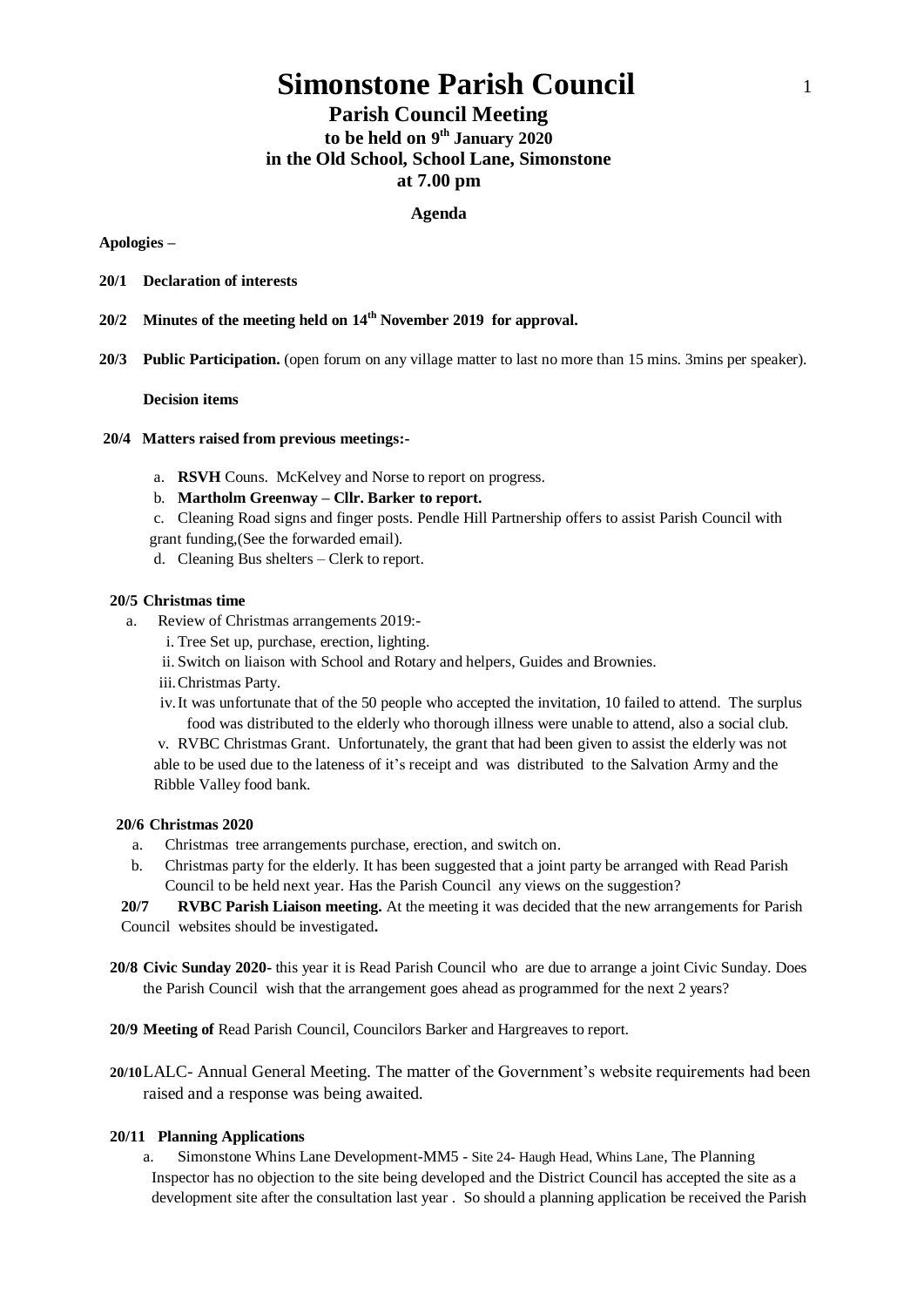# Simonstone Parish Council

## Parish Council Meeting

### to be held on 9th January 2020
### in the Old School, School Lane, Simonstone
### at 7.00 pm

**Agenda**

**Apologies –**

**20/1 Declaration of interests**

**20/2 Minutes of the meeting held on 14th November 2019 for approval.**

**20/3 Public Participation.** (open forum on any village matter to last no more than 15 mins. 3mins per speaker).

**Decision items**

**20/4 Matters raised from previous meetings:-**

a. **RSVH** Couns. McKelvey and Norse to report on progress.

b. **Martholm Greenway – Cllr. Barker to report.**

c. Cleaning Road signs and finger posts. Pendle Hill Partnership offers to assist Parish Council with grant funding,(See the forwarded email).

d. Cleaning Bus shelters – Clerk to report.

**20/5 Christmas time**

a. Review of Christmas arrangements 2019:-

i. Tree Set up, purchase, erection, lighting.

ii. Switch on liaison with School and Rotary and helpers, Guides and Brownies.

iii. Christmas Party.

iv. It was unfortunate that of the 50 people who accepted the invitation, 10 failed to attend. The surplus food was distributed to the elderly who thorough illness were unable to attend, also a social club.

v. RVBC Christmas Grant. Unfortunately, the grant that had been given to assist the elderly was not able to be used due to the lateness of it's receipt and was distributed to the Salvation Army and the Ribble Valley food bank.

**20/6 Christmas 2020**

a. Christmas tree arrangements purchase, erection, and switch on.

b. Christmas party for the elderly. It has been suggested that a joint party be arranged with Read Parish Council to be held next year. Has the Parish Council any views on the suggestion?

**20/7 RVBC Parish Liaison meeting.** At the meeting it was decided that the new arrangements for Parish Council websites should be investigated**.**

**20/8 Civic Sunday 2020-** this year it is Read Parish Council who are due to arrange a joint Civic Sunday. Does the Parish Council wish that the arrangement goes ahead as programmed for the next 2 years?

**20/9 Meeting of** Read Parish Council, Councilors Barker and Hargreaves to report.

**20/10** LALC- Annual General Meeting. The matter of the Government's website requirements had been raised and a response was being awaited.

**20/11 Planning Applications**

a. Simonstone Whins Lane Development-MM5 - Site 24- Haugh Head, Whins Lane, The Planning Inspector has no objection to the site being developed and the District Council has accepted the site as a development site after the consultation last year . So should a planning application be received the Parish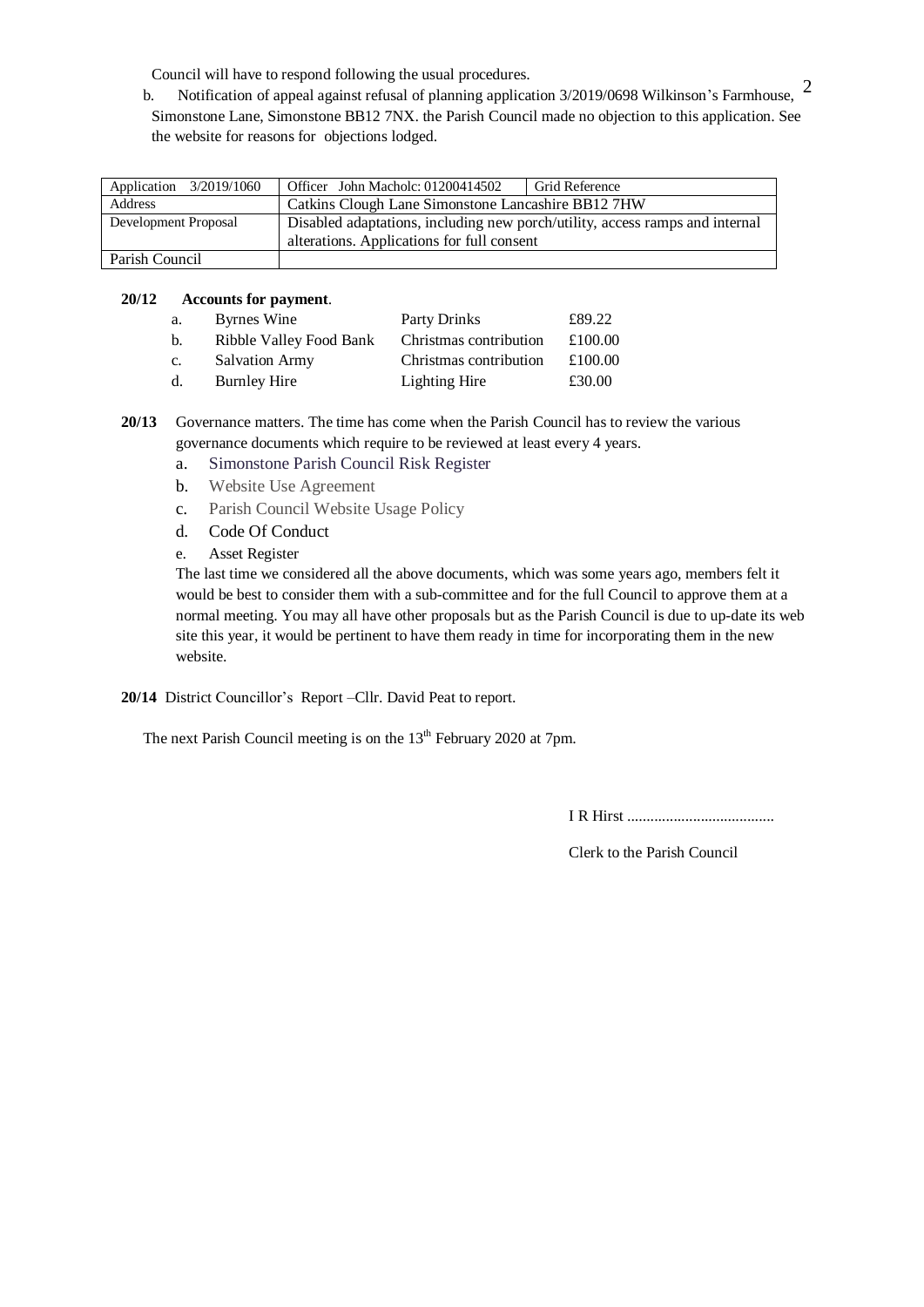Council will have to respond following the usual procedures.

b. Notification of appeal against refusal of planning application 3/2019/0698 Wilkinson's Farmhouse, Simonstone Lane, Simonstone BB12 7NX. the Parish Council made no objection to this application. See the website for reasons for objections lodged.

| | | |
|---|---|---|
| Application 3/2019/1060 | Officer John Macholc: 01200414502 | Grid Reference |
| Address | Catkins Clough Lane Simonstone Lancashire BB12 7HW | |
| Development Proposal | Disabled adaptations, including new porch/utility, access ramps and internal alterations. Applications for full consent | |
| Parish Council | | |

**20/12 Accounts for payment**.

| | | | |
|---|---|---|---|
| a. | Byrnes Wine | Party Drinks | £89.22 |
| b. | Ribble Valley Food Bank | Christmas contribution | £100.00 |
| c. | Salvation Army | Christmas contribution | £100.00 |
| d. | Burnley Hire | Lighting Hire | £30.00 |

**20/13** Governance matters. The time has come when the Parish Council has to review the various governance documents which require to be reviewed at least every 4 years.

a. Simonstone Parish Council Risk Register
b. Website Use Agreement
c. Parish Council Website Usage Policy
d. Code Of Conduct
e. Asset Register

The last time we considered all the above documents, which was some years ago, members felt it would be best to consider them with a sub-committee and for the full Council to approve them at a normal meeting. You may all have other proposals but as the Parish Council is due to up-date its web site this year, it would be pertinent to have them ready in time for incorporating them in the new website.

**20/14** District Councillor's Report –Cllr. David Peat to report.

The next Parish Council meeting is on the 13th February 2020 at 7pm.

I R Hirst .....................................

Clerk to the Parish Council